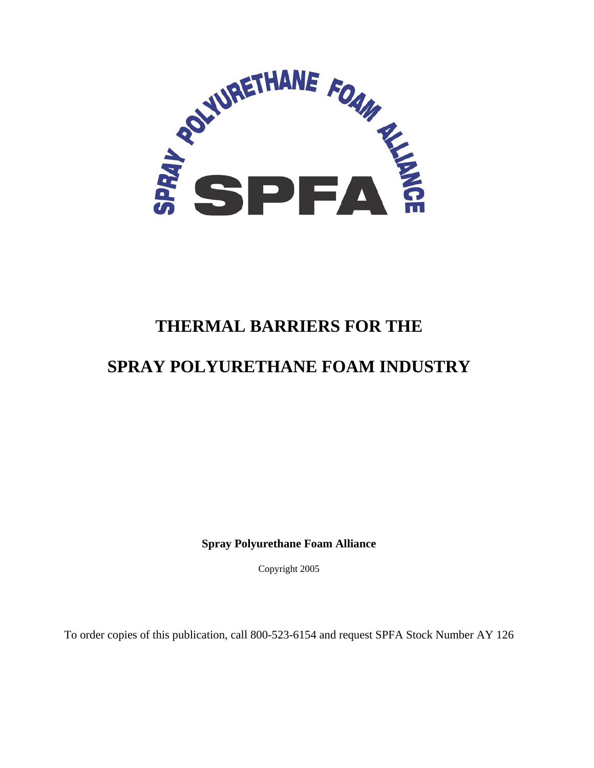SPRAY POLYURETHANE FOAM ALLIANCE

SPFA

# THERMAL BARRIERS FOR THE SPRAY POLYURETHANE FOAM INDUSTRY

**Spray Polyurethane Foam Alliance**

Copyright 2005

To order copies of this publication, call 800-523-6154 and request SPFA Stock Number AY 126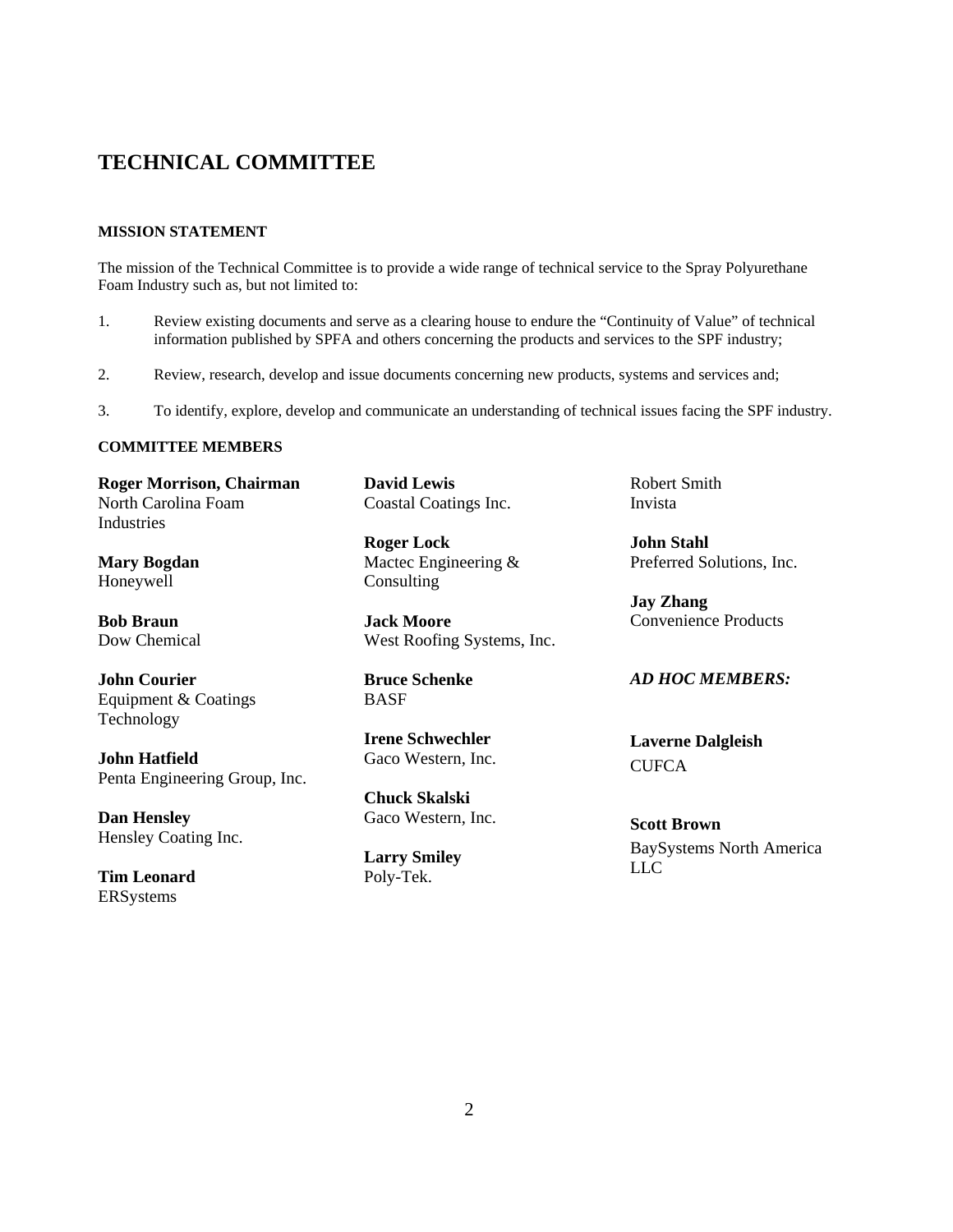# TECHNICAL COMMITTEE

### MISSION STATEMENT

The mission of the Technical Committee is to provide a wide range of technical service to the Spray Polyurethane Foam Industry such as, but not limited to:

1. Review existing documents and serve as a clearing house to endure the "Continuity of Value" of technical information published by SPFA and others concerning the products and services to the SPF industry;

2. Review, research, develop and issue documents concerning new products, systems and services and;

3. To identify, explore, develop and communicate an understanding of technical issues facing the SPF industry.

### COMMITTEE MEMBERS

**Roger Morrison, Chairman**
North Carolina Foam Industries

**Mary Bogdan**
Honeywell

**Bob Braun**
Dow Chemical

**John Courier**
Equipment & Coatings Technology

**John Hatfield**
Penta Engineering Group, Inc.

**Dan Hensley**
Hensley Coating Inc.

**Tim Leonard**
ERSystems

**David Lewis**
Coastal Coatings Inc.

**Roger Lock**
Mactec Engineering & Consulting

**Jack Moore**
West Roofing Systems, Inc.

**Bruce Schenke**
BASF

**Irene Schwechler**
Gaco Western, Inc.

**Chuck Skalski**
Gaco Western, Inc.

**Larry Smiley**
Poly-Tek.

Robert Smith
Invista

**John Stahl**
Preferred Solutions, Inc.

**Jay Zhang**
Convenience Products

***AD HOC MEMBERS:***

**Laverne Dalgleish**
CUFCA

**Scott Brown**
BaySystems North America LLC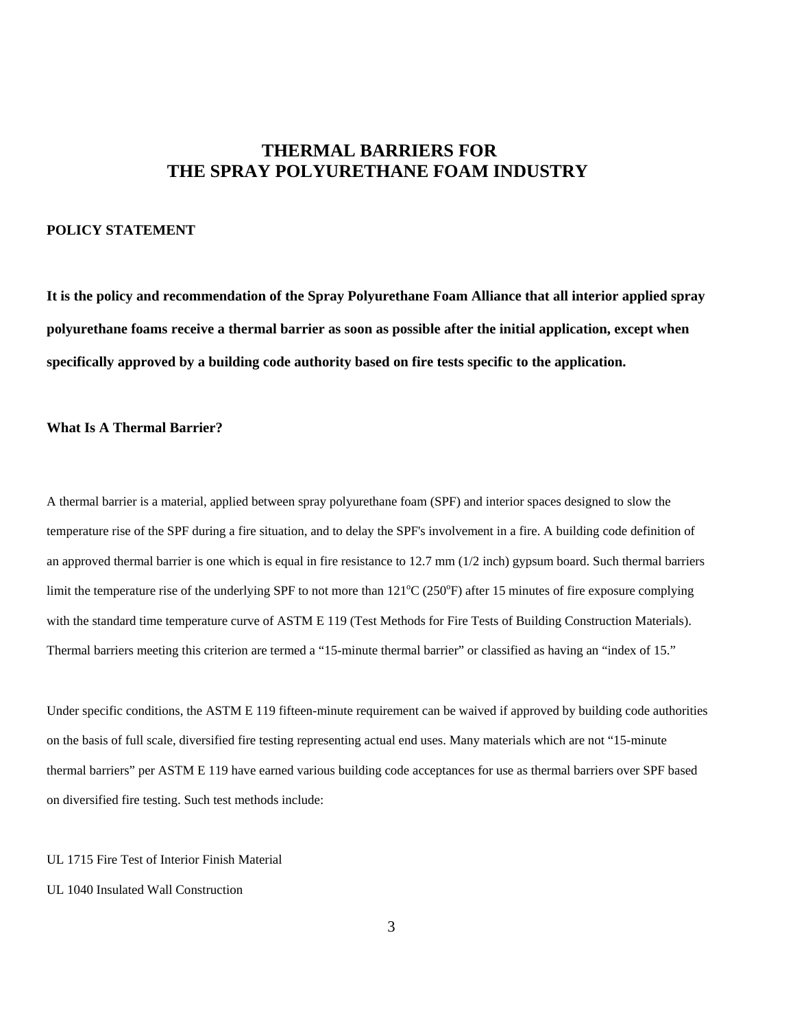# THERMAL BARRIERS FOR THE SPRAY POLYURETHANE FOAM INDUSTRY

## POLICY STATEMENT

**It is the policy and recommendation of the Spray Polyurethane Foam Alliance that all interior applied spray polyurethane foams receive a thermal barrier as soon as possible after the initial application, except when specifically approved by a building code authority based on fire tests specific to the application.**

### What Is A Thermal Barrier?

A thermal barrier is a material, applied between spray polyurethane foam (SPF) and interior spaces designed to slow the temperature rise of the SPF during a fire situation, and to delay the SPF's involvement in a fire. A building code definition of an approved thermal barrier is one which is equal in fire resistance to 12.7 mm (1/2 inch) gypsum board. Such thermal barriers limit the temperature rise of the underlying SPF to not more than 121°C (250°F) after 15 minutes of fire exposure complying with the standard time temperature curve of ASTM E 119 (Test Methods for Fire Tests of Building Construction Materials). Thermal barriers meeting this criterion are termed a “15-minute thermal barrier” or classified as having an “index of 15.”

Under specific conditions, the ASTM E 119 fifteen-minute requirement can be waived if approved by building code authorities on the basis of full scale, diversified fire testing representing actual end uses. Many materials which are not “15-minute thermal barriers” per ASTM E 119 have earned various building code acceptances for use as thermal barriers over SPF based on diversified fire testing. Such test methods include:

UL 1715 Fire Test of Interior Finish Material

UL 1040 Insulated Wall Construction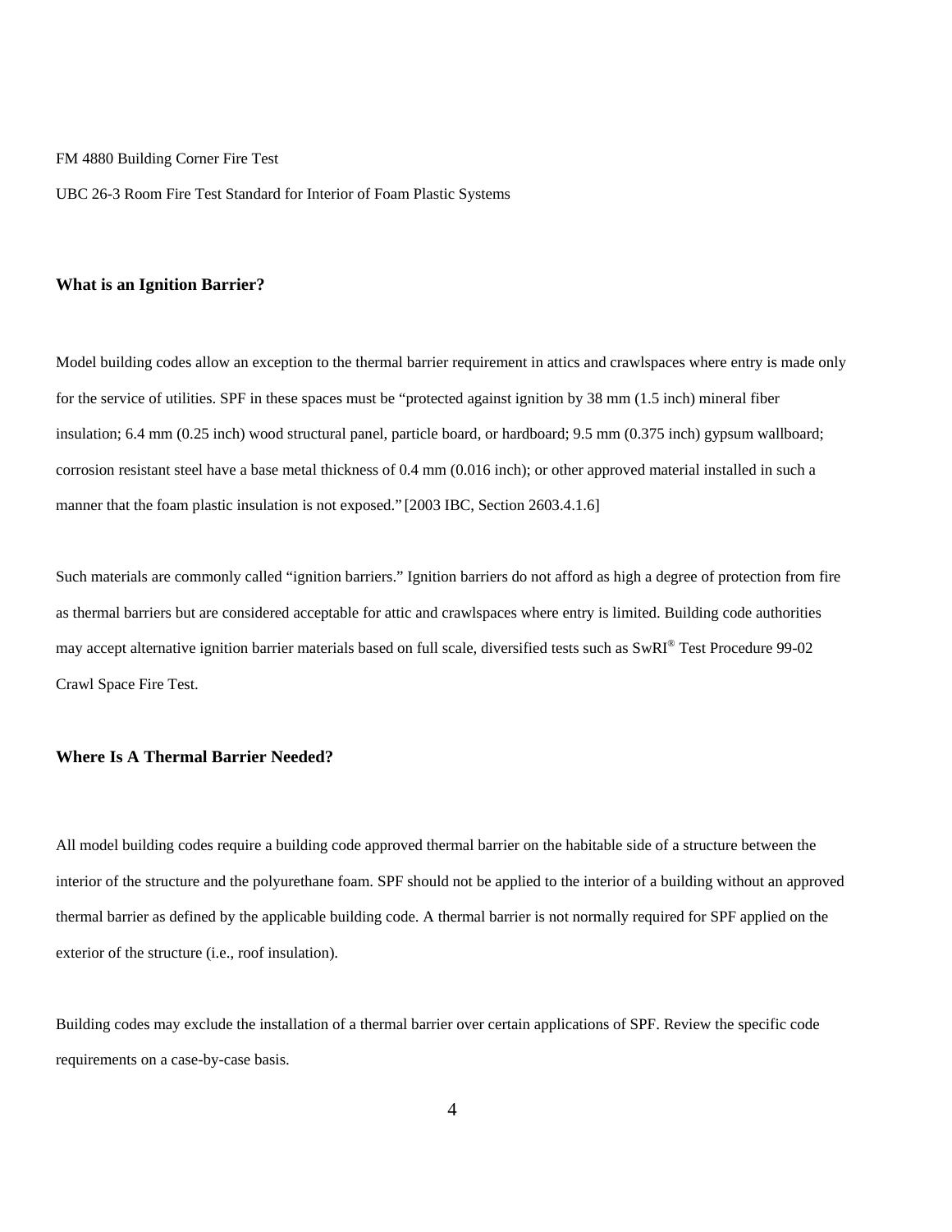FM 4880 Building Corner Fire Test

UBC 26-3 Room Fire Test Standard for Interior of Foam Plastic Systems

### What is an Ignition Barrier?

Model building codes allow an exception to the thermal barrier requirement in attics and crawlspaces where entry is made only for the service of utilities. SPF in these spaces must be "protected against ignition by 38 mm (1.5 inch) mineral fiber insulation; 6.4 mm (0.25 inch) wood structural panel, particle board, or hardboard; 9.5 mm (0.375 inch) gypsum wallboard; corrosion resistant steel have a base metal thickness of 0.4 mm (0.016 inch); or other approved material installed in such a manner that the foam plastic insulation is not exposed." [2003 IBC, Section 2603.4.1.6]

Such materials are commonly called "ignition barriers." Ignition barriers do not afford as high a degree of protection from fire as thermal barriers but are considered acceptable for attic and crawlspaces where entry is limited. Building code authorities may accept alternative ignition barrier materials based on full scale, diversified tests such as SwRI® Test Procedure 99-02 Crawl Space Fire Test.

### Where Is A Thermal Barrier Needed?

All model building codes require a building code approved thermal barrier on the habitable side of a structure between the interior of the structure and the polyurethane foam. SPF should not be applied to the interior of a building without an approved thermal barrier as defined by the applicable building code. A thermal barrier is not normally required for SPF applied on the exterior of the structure (i.e., roof insulation).

Building codes may exclude the installation of a thermal barrier over certain applications of SPF. Review the specific code requirements on a case-by-case basis.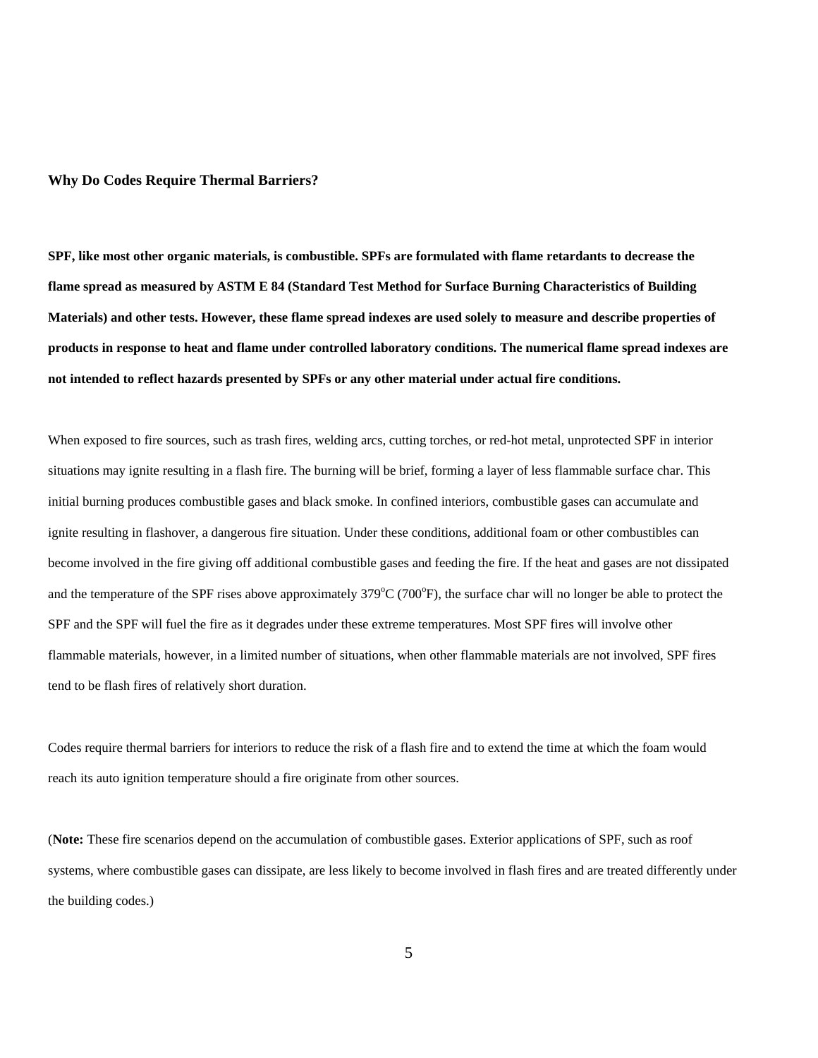**Why Do Codes Require Thermal Barriers?**

**SPF, like most other organic materials, is combustible. SPFs are formulated with flame retardants to decrease the flame spread as measured by ASTM E 84 (Standard Test Method for Surface Burning Characteristics of Building Materials) and other tests. However, these flame spread indexes are used solely to measure and describe properties of products in response to heat and flame under controlled laboratory conditions. The numerical flame spread indexes are not intended to reflect hazards presented by SPFs or any other material under actual fire conditions.**

When exposed to fire sources, such as trash fires, welding arcs, cutting torches, or red-hot metal, unprotected SPF in interior situations may ignite resulting in a flash fire. The burning will be brief, forming a layer of less flammable surface char. This initial burning produces combustible gases and black smoke. In confined interiors, combustible gases can accumulate and ignite resulting in flashover, a dangerous fire situation. Under these conditions, additional foam or other combustibles can become involved in the fire giving off additional combustible gases and feeding the fire. If the heat and gases are not dissipated and the temperature of the SPF rises above approximately 379$^{o}$C (700$^{o}$F), the surface char will no longer be able to protect the SPF and the SPF will fuel the fire as it degrades under these extreme temperatures. Most SPF fires will involve other flammable materials, however, in a limited number of situations, when other flammable materials are not involved, SPF fires tend to be flash fires of relatively short duration.

Codes require thermal barriers for interiors to reduce the risk of a flash fire and to extend the time at which the foam would reach its auto ignition temperature should a fire originate from other sources.

(**Note:** These fire scenarios depend on the accumulation of combustible gases. Exterior applications of SPF, such as roof systems, where combustible gases can dissipate, are less likely to become involved in flash fires and are treated differently under the building codes.)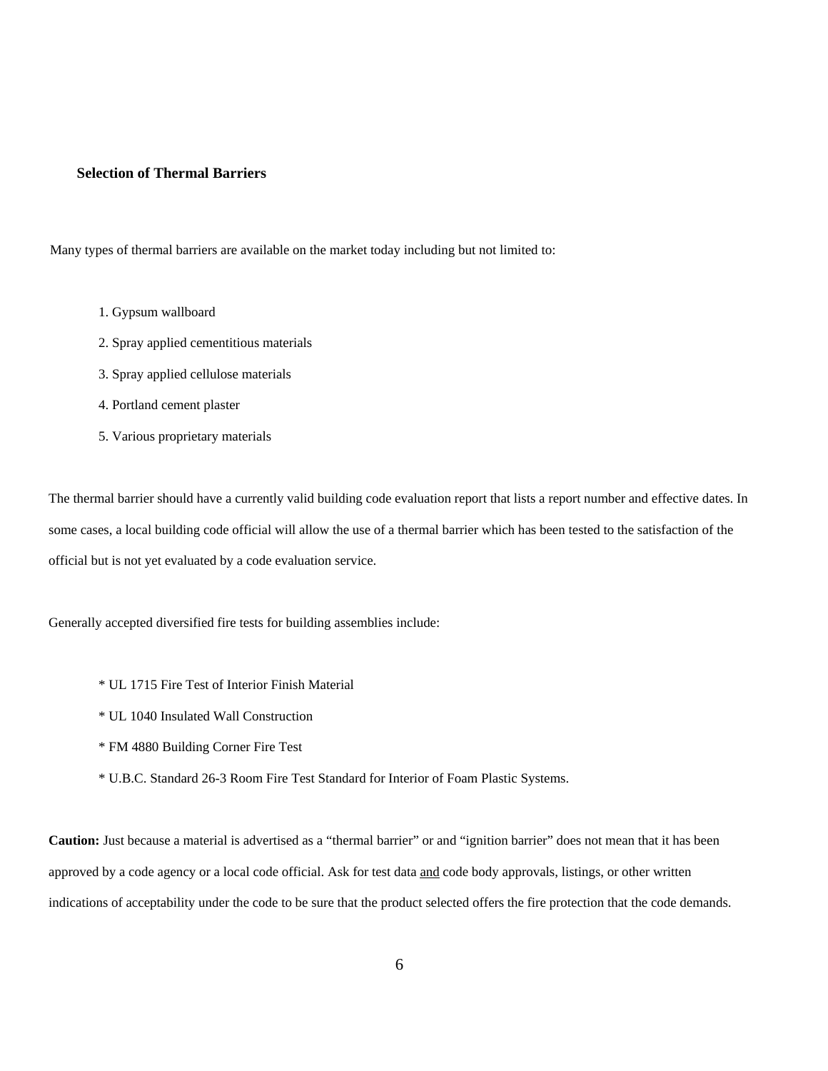## Selection of Thermal Barriers

Many types of thermal barriers are available on the market today including but not limited to:

1. Gypsum wallboard
2. Spray applied cementitious materials
3. Spray applied cellulose materials
4. Portland cement plaster
5. Various proprietary materials

The thermal barrier should have a currently valid building code evaluation report that lists a report number and effective dates. In some cases, a local building code official will allow the use of a thermal barrier which has been tested to the satisfaction of the official but is not yet evaluated by a code evaluation service.

Generally accepted diversified fire tests for building assemblies include:

* UL 1715 Fire Test of Interior Finish Material
* UL 1040 Insulated Wall Construction
* FM 4880 Building Corner Fire Test
* U.B.C. Standard 26-3 Room Fire Test Standard for Interior of Foam Plastic Systems.

**Caution:** Just because a material is advertised as a "thermal barrier" or and "ignition barrier" does not mean that it has been approved by a code agency or a local code official. Ask for test data <u>and</u> code body approvals, listings, or other written indications of acceptability under the code to be sure that the product selected offers the fire protection that the code demands.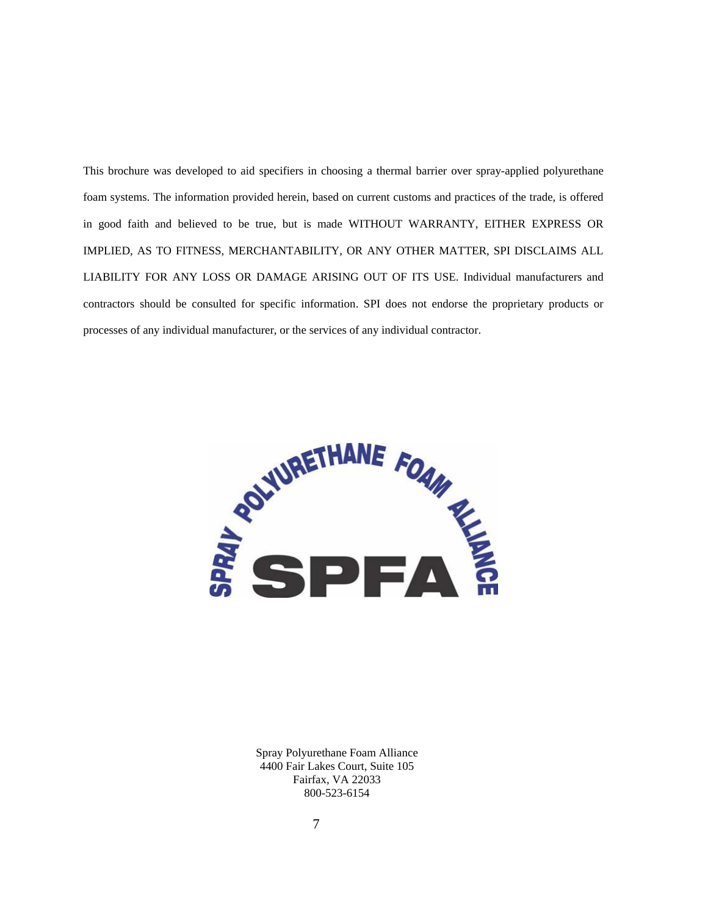This brochure was developed to aid specifiers in choosing a thermal barrier over spray-applied polyurethane foam systems. The information provided herein, based on current customs and practices of the trade, is offered in good faith and believed to be true, but is made WITHOUT WARRANTY, EITHER EXPRESS OR IMPLIED, AS TO FITNESS, MERCHANTABILITY, OR ANY OTHER MATTER, SPI DISCLAIMS ALL LIABILITY FOR ANY LOSS OR DAMAGE ARISING OUT OF ITS USE. Individual manufacturers and contractors should be consulted for specific information. SPI does not endorse the proprietary products or processes of any individual manufacturer, or the services of any individual contractor.

SPRAY POLYURETHANE FOAM ALLIANCE

SPFA

Spray Polyurethane Foam Alliance
4400 Fair Lakes Court, Suite 105
Fairfax, VA 22033
800-523-6154